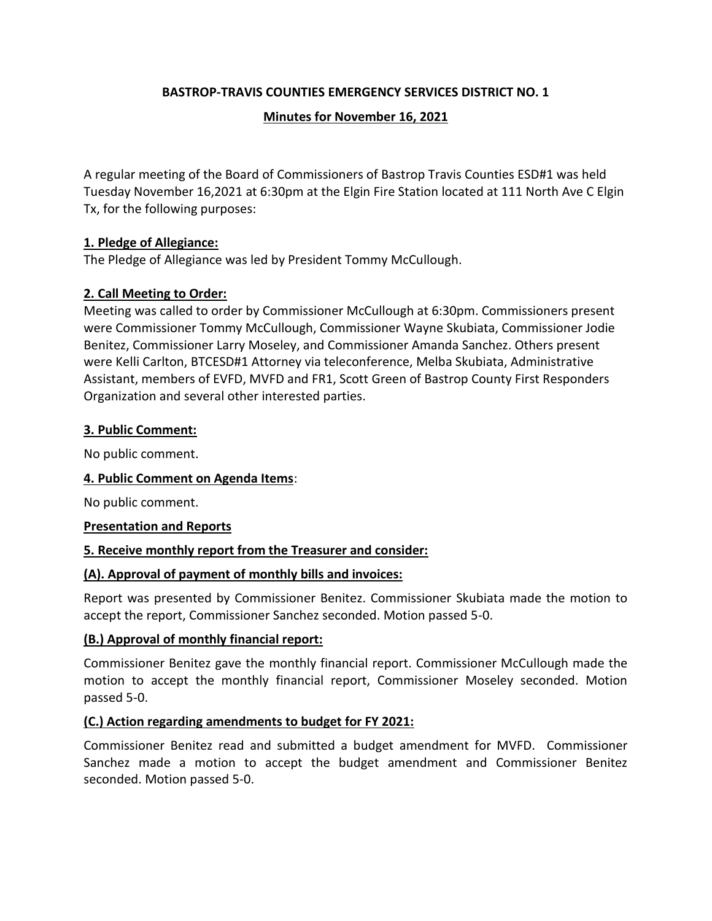# BASTROP-TRAVIS COUNTIES EMERGENCY SERVICES DISTRICT NO. 1

## Minutes for November 16, 2021

A regular meeting of the Board of Commissioners of Bastrop Travis Counties ESD#1 was held Tuesday November 16,2021 at 6:30pm at the Elgin Fire Station located at 111 North Ave C Elgin Tx, for the following purposes:

### 1. Pledge of Allegiance:

The Pledge of Allegiance was led by President Tommy McCullough.

### 2. Call Meeting to Order:

Meeting was called to order by Commissioner McCullough at 6:30pm. Commissioners present were Commissioner Tommy McCullough, Commissioner Wayne Skubiata, Commissioner Jodie Benitez, Commissioner Larry Moseley, and Commissioner Amanda Sanchez. Others present were Kelli Carlton, BTCESD#1 Attorney via teleconference, Melba Skubiata, Administrative Assistant, members of EVFD, MVFD and FR1, Scott Green of Bastrop County First Responders Organization and several other interested parties.

### 3. Public Comment:

No public comment.

### 4. Public Comment on Agenda Items:

No public comment.

### Presentation and Reports

### 5. Receive monthly report from the Treasurer and consider:

#### (A). Approval of payment of monthly bills and invoices:

Report was presented by Commissioner Benitez. Commissioner Skubiata made the motion to accept the report, Commissioner Sanchez seconded. Motion passed 5-0.

#### (B.) Approval of monthly financial report:

Commissioner Benitez gave the monthly financial report. Commissioner McCullough made the motion to accept the monthly financial report, Commissioner Moseley seconded. Motion passed 5-0.

#### (C.) Action regarding amendments to budget for FY 2021:

Commissioner Benitez read and submitted a budget amendment for MVFD. Commissioner Sanchez made a motion to accept the budget amendment and Commissioner Benitez seconded. Motion passed 5-0.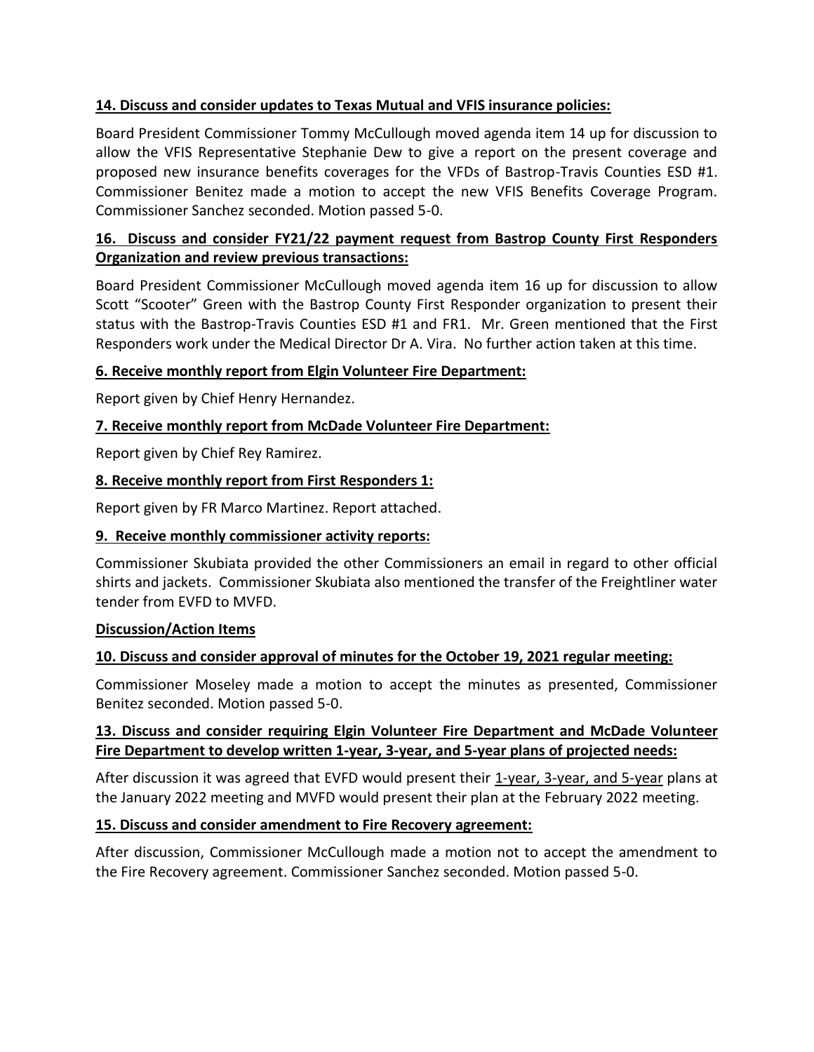**14. Discuss and consider updates to Texas Mutual and VFIS insurance policies:**

Board President Commissioner Tommy McCullough moved agenda item 14 up for discussion to allow the VFIS Representative Stephanie Dew to give a report on the present coverage and proposed new insurance benefits coverages for the VFDs of Bastrop-Travis Counties ESD #1. Commissioner Benitez made a motion to accept the new VFIS Benefits Coverage Program. Commissioner Sanchez seconded. Motion passed 5-0.

**16. Discuss and consider FY21/22 payment request from Bastrop County First Responders Organization and review previous transactions:**

Board President Commissioner McCullough moved agenda item 16 up for discussion to allow Scott "Scooter" Green with the Bastrop County First Responder organization to present their status with the Bastrop-Travis Counties ESD #1 and FR1. Mr. Green mentioned that the First Responders work under the Medical Director Dr A. Vira. No further action taken at this time.

**6. Receive monthly report from Elgin Volunteer Fire Department:**

Report given by Chief Henry Hernandez.

**7. Receive monthly report from McDade Volunteer Fire Department:**

Report given by Chief Rey Ramirez.

**8. Receive monthly report from First Responders 1:**

Report given by FR Marco Martinez. Report attached.

**9. Receive monthly commissioner activity reports:**

Commissioner Skubiata provided the other Commissioners an email in regard to other official shirts and jackets. Commissioner Skubiata also mentioned the transfer of the Freightliner water tender from EVFD to MVFD.

**Discussion/Action Items**

**10. Discuss and consider approval of minutes for the October 19, 2021 regular meeting:**

Commissioner Moseley made a motion to accept the minutes as presented, Commissioner Benitez seconded. Motion passed 5-0.

**13. Discuss and consider requiring Elgin Volunteer Fire Department and McDade Volunteer Fire Department to develop written 1-year, 3-year, and 5-year plans of projected needs:**

After discussion it was agreed that EVFD would present their 1-year, 3-year, and 5-year plans at the January 2022 meeting and MVFD would present their plan at the February 2022 meeting.

**15. Discuss and consider amendment to Fire Recovery agreement:**

After discussion, Commissioner McCullough made a motion not to accept the amendment to the Fire Recovery agreement. Commissioner Sanchez seconded. Motion passed 5-0.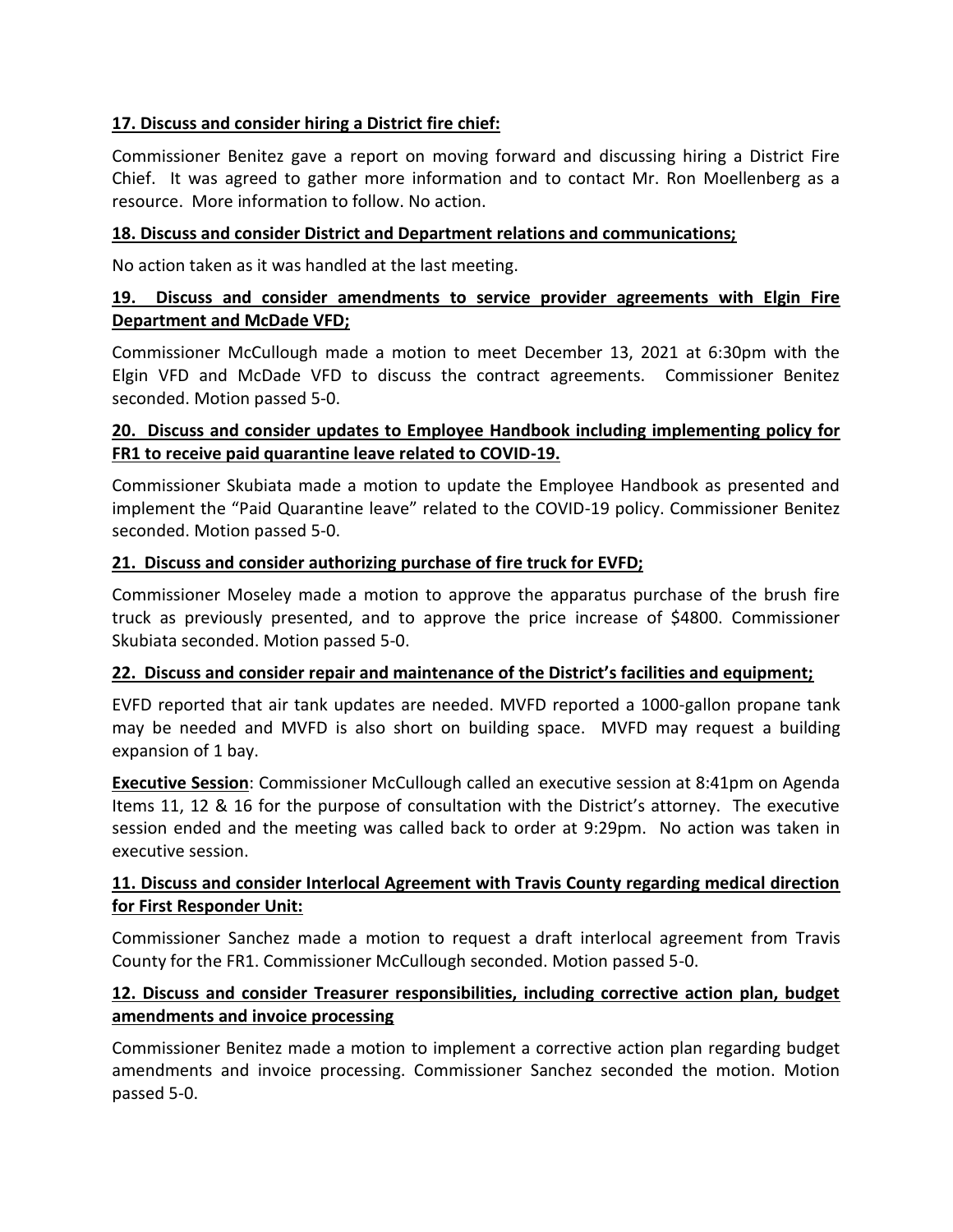**17. Discuss and consider hiring a District fire chief:**

Commissioner Benitez gave a report on moving forward and discussing hiring a District Fire Chief. It was agreed to gather more information and to contact Mr. Ron Moellenberg as a resource. More information to follow. No action.

**18. Discuss and consider District and Department relations and communications;**

No action taken as it was handled at the last meeting.

**19. Discuss and consider amendments to service provider agreements with Elgin Fire Department and McDade VFD;**

Commissioner McCullough made a motion to meet December 13, 2021 at 6:30pm with the Elgin VFD and McDade VFD to discuss the contract agreements. Commissioner Benitez seconded. Motion passed 5-0.

**20. Discuss and consider updates to Employee Handbook including implementing policy for FR1 to receive paid quarantine leave related to COVID-19.**

Commissioner Skubiata made a motion to update the Employee Handbook as presented and implement the "Paid Quarantine leave" related to the COVID-19 policy. Commissioner Benitez seconded. Motion passed 5-0.

**21. Discuss and consider authorizing purchase of fire truck for EVFD;**

Commissioner Moseley made a motion to approve the apparatus purchase of the brush fire truck as previously presented, and to approve the price increase of $4800. Commissioner Skubiata seconded. Motion passed 5-0.

**22. Discuss and consider repair and maintenance of the District's facilities and equipment;**

EVFD reported that air tank updates are needed. MVFD reported a 1000-gallon propane tank may be needed and MVFD is also short on building space. MVFD may request a building expansion of 1 bay.

**Executive Session**: Commissioner McCullough called an executive session at 8:41pm on Agenda Items 11, 12 & 16 for the purpose of consultation with the District's attorney. The executive session ended and the meeting was called back to order at 9:29pm. No action was taken in executive session.

**11. Discuss and consider Interlocal Agreement with Travis County regarding medical direction for First Responder Unit:**

Commissioner Sanchez made a motion to request a draft interlocal agreement from Travis County for the FR1. Commissioner McCullough seconded. Motion passed 5-0.

**12. Discuss and consider Treasurer responsibilities, including corrective action plan, budget amendments and invoice processing**

Commissioner Benitez made a motion to implement a corrective action plan regarding budget amendments and invoice processing. Commissioner Sanchez seconded the motion. Motion passed 5-0.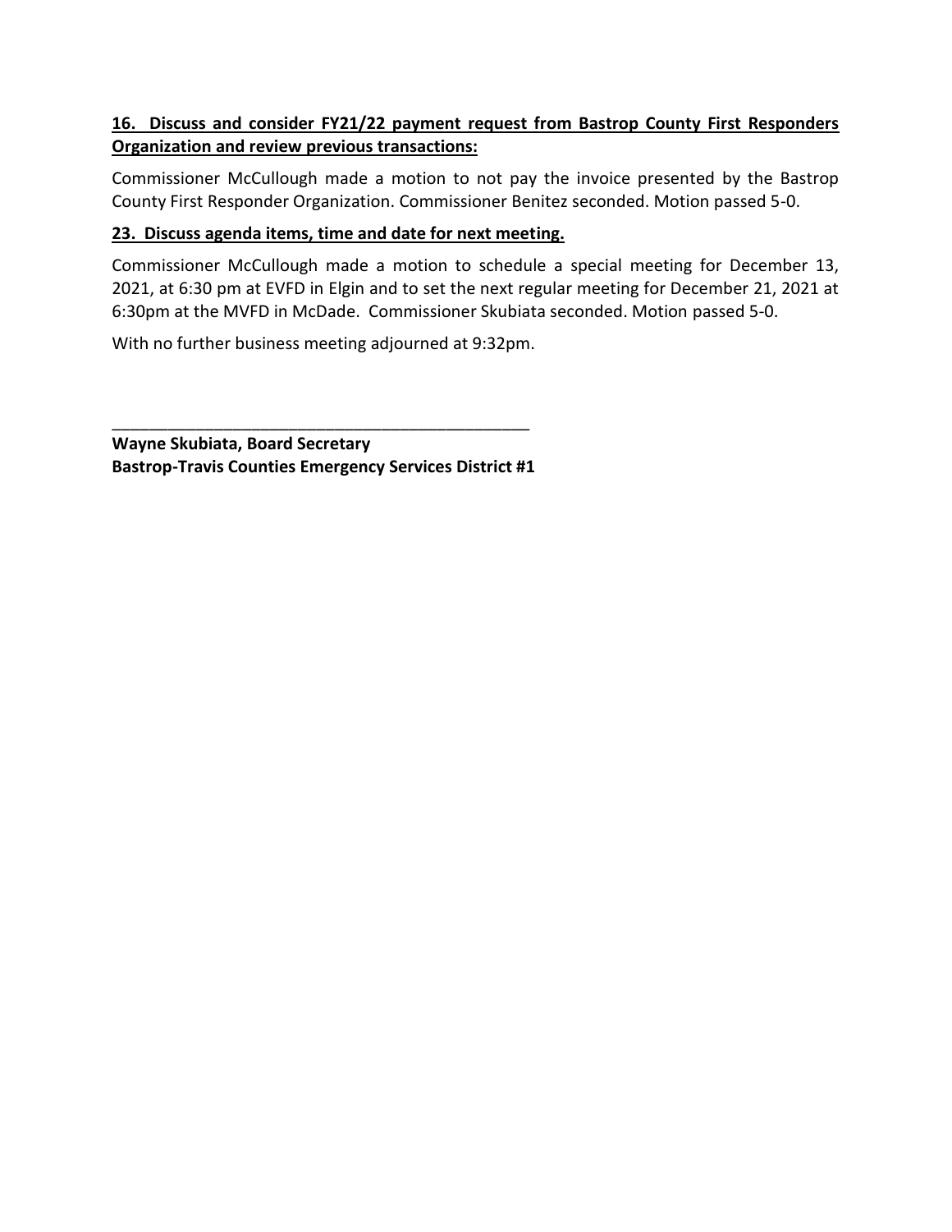**16. Discuss and consider FY21/22 payment request from Bastrop County First Responders Organization and review previous transactions:**

Commissioner McCullough made a motion to not pay the invoice presented by the Bastrop County First Responder Organization. Commissioner Benitez seconded. Motion passed 5-0.

**23. Discuss agenda items, time and date for next meeting.**

Commissioner McCullough made a motion to schedule a special meeting for December 13, 2021, at 6:30 pm at EVFD in Elgin and to set the next regular meeting for December 21, 2021 at 6:30pm at the MVFD in McDade. Commissioner Skubiata seconded. Motion passed 5-0.

With no further business meeting adjourned at 9:32pm.

\_\_\_\_\_\_\_\_\_\_\_\_\_\_\_\_\_\_\_\_\_\_\_\_\_\_\_\_\_\_\_\_\_\_\_\_\_\_\_\_\_\_\_\_\_\_

**Wayne Skubiata, Board Secretary**
**Bastrop-Travis Counties Emergency Services District #1**